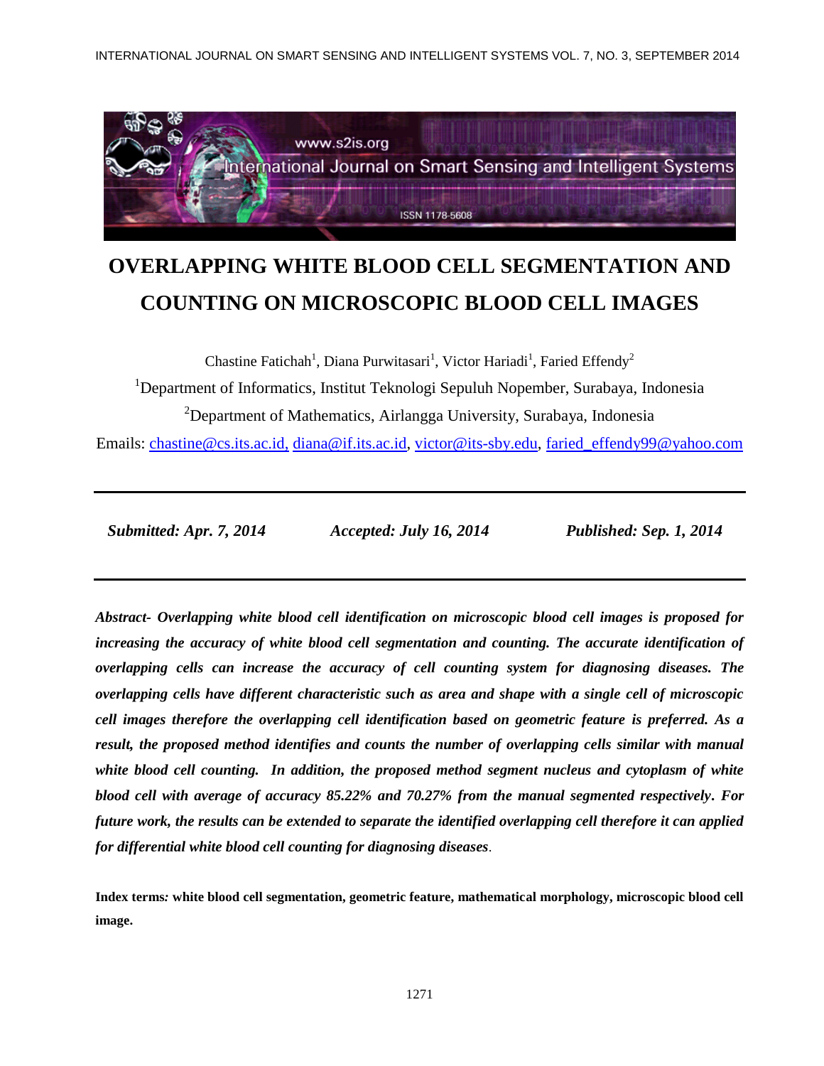# OVERLAPPING WHITE BLOOD CELL SEGMENTATION AND COUNTING ON MICROSCOPIC BLOOD CELL IMAGES

Chastine Fatichah[1], Diana Purwitasari[1], Victor Hariadi[1], Faried Effendy[2]

[1]Department of Informatics, Institut Teknologi Sepuluh Nopember, Surabaya, Indonesia

[2]Department of Mathematics, Airlangga University, Surabaya, Indonesia

Emails: chastine@cs.its.ac.id, diana@if.its.ac.id, victor@its-sby.edu, faried_effendy99@yahoo.com

---

***Submitted: Apr. 7, 2014 Accepted: July 16, 2014 Published: Sep. 1, 2014***

---

***Abstract- Overlapping white blood cell identification on microscopic blood cell images is proposed for increasing the accuracy of white blood cell segmentation and counting. The accurate identification of overlapping cells can increase the accuracy of cell counting system for diagnosing diseases. The overlapping cells have different characteristic such as area and shape with a single cell of microscopic cell images therefore the overlapping cell identification based on geometric feature is preferred. As a result, the proposed method identifies and counts the number of overlapping cells similar with manual white blood cell counting. In addition, the proposed method segment nucleus and cytoplasm of white blood cell with average of accuracy 85.22% and 70.27% from the manual segmented respectively. For future work, the results can be extended to separate the identified overlapping cell therefore it can applied for differential white blood cell counting for diagnosing diseases.***

**Index terms: white blood cell segmentation, geometric feature, mathematical morphology, microscopic blood cell image.**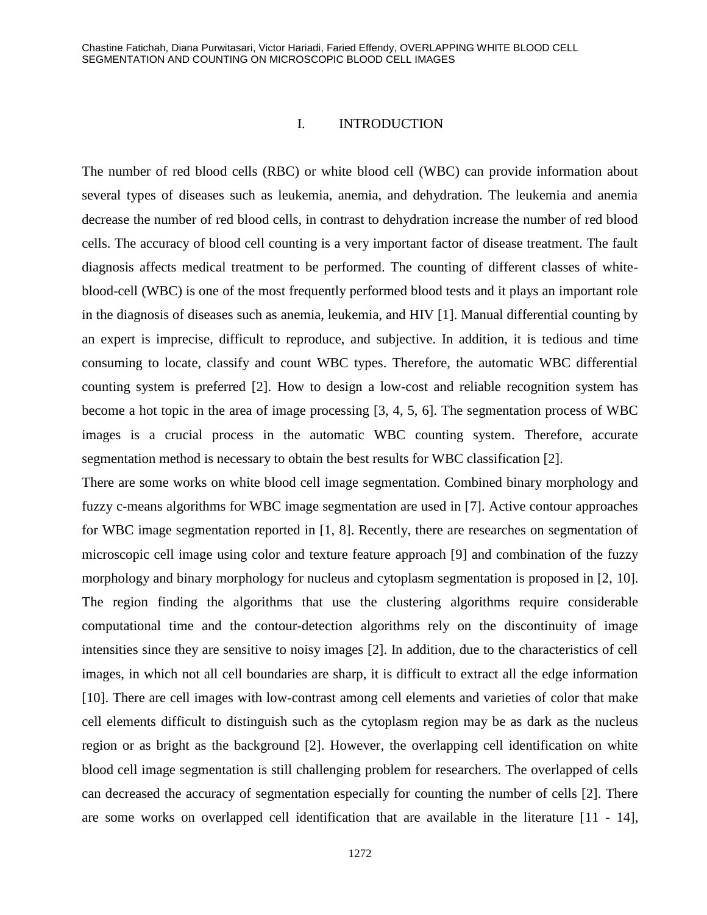# I. INTRODUCTION

The number of red blood cells (RBC) or white blood cell (WBC) can provide information about several types of diseases such as leukemia, anemia, and dehydration. The leukemia and anemia decrease the number of red blood cells, in contrast to dehydration increase the number of red blood cells. The accuracy of blood cell counting is a very important factor of disease treatment. The fault diagnosis affects medical treatment to be performed. The counting of different classes of white-blood-cell (WBC) is one of the most frequently performed blood tests and it plays an important role in the diagnosis of diseases such as anemia, leukemia, and HIV [1]. Manual differential counting by an expert is imprecise, difficult to reproduce, and subjective. In addition, it is tedious and time consuming to locate, classify and count WBC types. Therefore, the automatic WBC differential counting system is preferred [2]. How to design a low-cost and reliable recognition system has become a hot topic in the area of image processing [3, 4, 5, 6]. The segmentation process of WBC images is a crucial process in the automatic WBC counting system. Therefore, accurate segmentation method is necessary to obtain the best results for WBC classification [2].

There are some works on white blood cell image segmentation. Combined binary morphology and fuzzy c-means algorithms for WBC image segmentation are used in [7]. Active contour approaches for WBC image segmentation reported in [1, 8]. Recently, there are researches on segmentation of microscopic cell image using color and texture feature approach [9] and combination of the fuzzy morphology and binary morphology for nucleus and cytoplasm segmentation is proposed in [2, 10]. The region finding the algorithms that use the clustering algorithms require considerable computational time and the contour-detection algorithms rely on the discontinuity of image intensities since they are sensitive to noisy images [2]. In addition, due to the characteristics of cell images, in which not all cell boundaries are sharp, it is difficult to extract all the edge information [10]. There are cell images with low-contrast among cell elements and varieties of color that make cell elements difficult to distinguish such as the cytoplasm region may be as dark as the nucleus region or as bright as the background [2]. However, the overlapping cell identification on white blood cell image segmentation is still challenging problem for researchers. The overlapped of cells can decreased the accuracy of segmentation especially for counting the number of cells [2]. There are some works on overlapped cell identification that are available in the literature [11 - 14],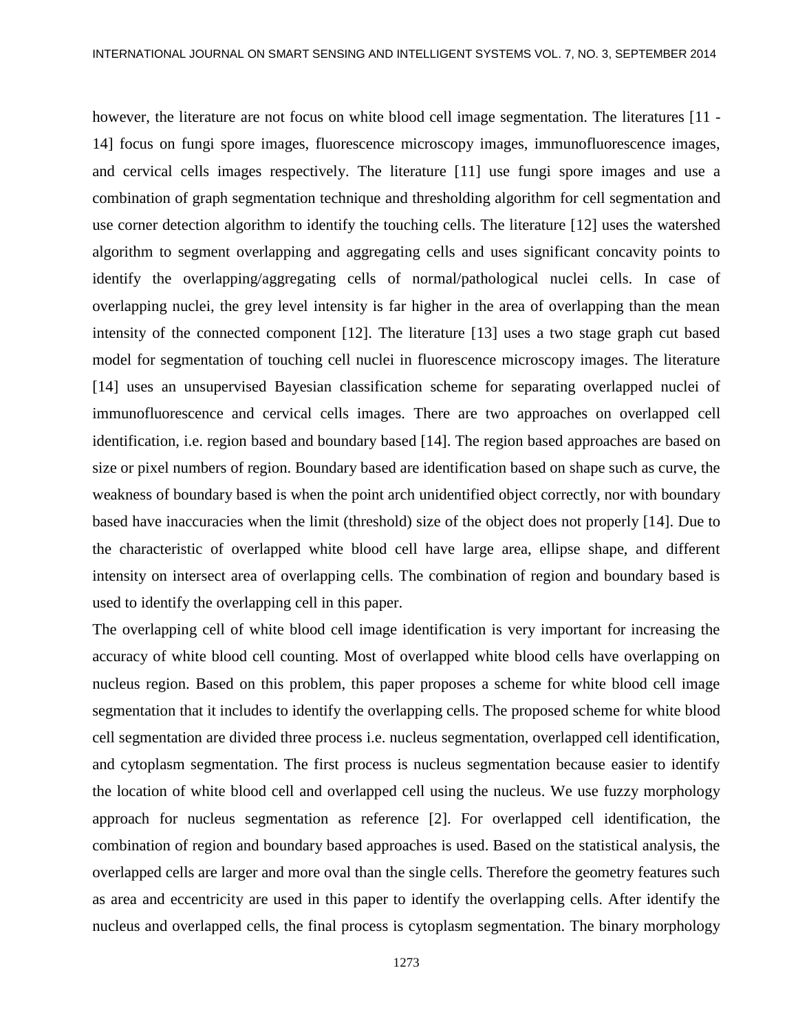however, the literature are not focus on white blood cell image segmentation. The literatures [11 - 14] focus on fungi spore images, fluorescence microscopy images, immunofluorescence images, and cervical cells images respectively. The literature [11] use fungi spore images and use a combination of graph segmentation technique and thresholding algorithm for cell segmentation and use corner detection algorithm to identify the touching cells. The literature [12] uses the watershed algorithm to segment overlapping and aggregating cells and uses significant concavity points to identify the overlapping/aggregating cells of normal/pathological nuclei cells. In case of overlapping nuclei, the grey level intensity is far higher in the area of overlapping than the mean intensity of the connected component [12]. The literature [13] uses a two stage graph cut based model for segmentation of touching cell nuclei in fluorescence microscopy images. The literature [14] uses an unsupervised Bayesian classification scheme for separating overlapped nuclei of immunofluorescence and cervical cells images. There are two approaches on overlapped cell identification, i.e. region based and boundary based [14]. The region based approaches are based on size or pixel numbers of region. Boundary based are identification based on shape such as curve, the weakness of boundary based is when the point arch unidentified object correctly, nor with boundary based have inaccuracies when the limit (threshold) size of the object does not properly [14]. Due to the characteristic of overlapped white blood cell have large area, ellipse shape, and different intensity on intersect area of overlapping cells. The combination of region and boundary based is used to identify the overlapping cell in this paper.

The overlapping cell of white blood cell image identification is very important for increasing the accuracy of white blood cell counting. Most of overlapped white blood cells have overlapping on nucleus region. Based on this problem, this paper proposes a scheme for white blood cell image segmentation that it includes to identify the overlapping cells. The proposed scheme for white blood cell segmentation are divided three process i.e. nucleus segmentation, overlapped cell identification, and cytoplasm segmentation. The first process is nucleus segmentation because easier to identify the location of white blood cell and overlapped cell using the nucleus. We use fuzzy morphology approach for nucleus segmentation as reference [2]. For overlapped cell identification, the combination of region and boundary based approaches is used. Based on the statistical analysis, the overlapped cells are larger and more oval than the single cells. Therefore the geometry features such as area and eccentricity are used in this paper to identify the overlapping cells. After identify the nucleus and overlapped cells, the final process is cytoplasm segmentation. The binary morphology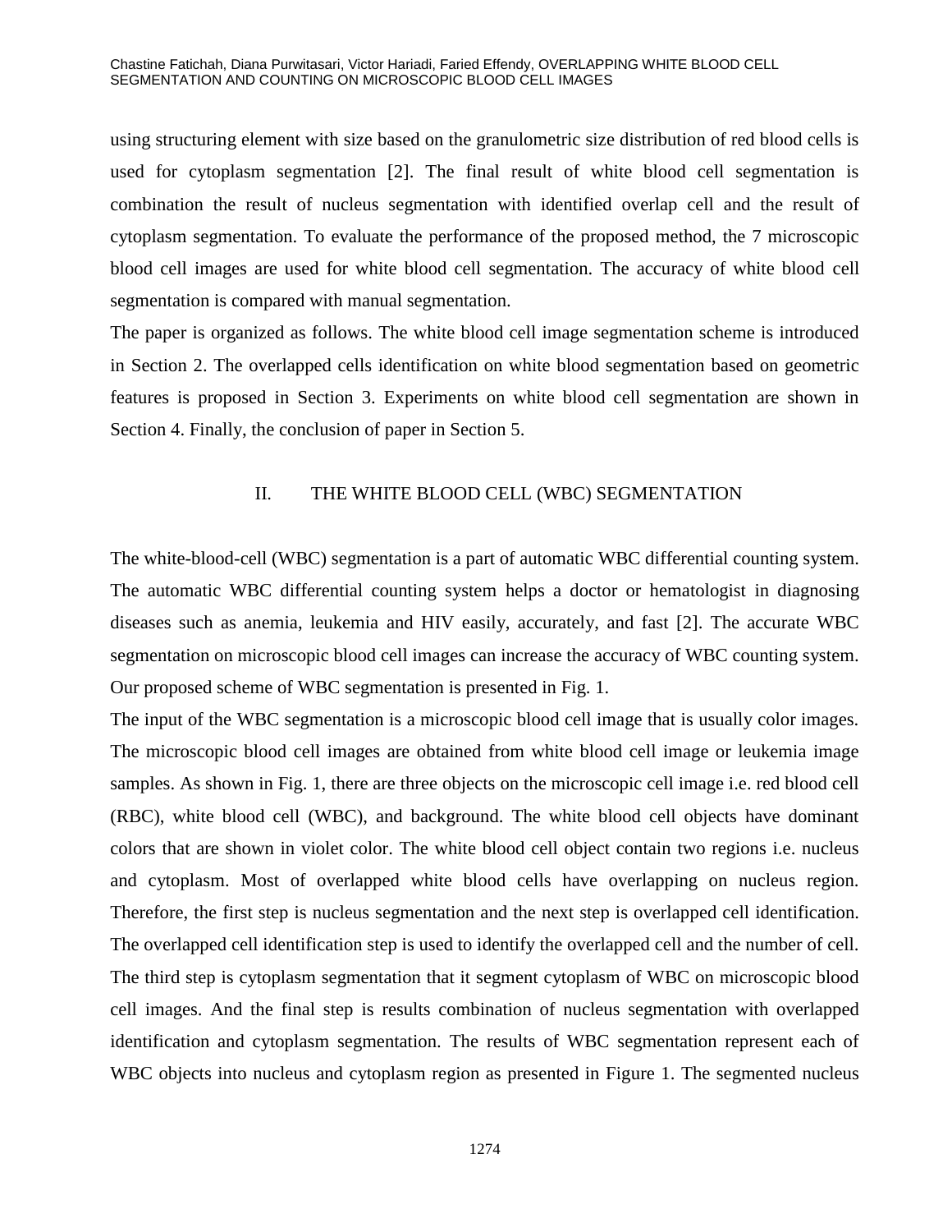using structuring element with size based on the granulometric size distribution of red blood cells is used for cytoplasm segmentation [2]. The final result of white blood cell segmentation is combination the result of nucleus segmentation with identified overlap cell and the result of cytoplasm segmentation. To evaluate the performance of the proposed method, the 7 microscopic blood cell images are used for white blood cell segmentation. The accuracy of white blood cell segmentation is compared with manual segmentation.

The paper is organized as follows. The white blood cell image segmentation scheme is introduced in Section 2. The overlapped cells identification on white blood segmentation based on geometric features is proposed in Section 3. Experiments on white blood cell segmentation are shown in Section 4. Finally, the conclusion of paper in Section 5.

## II. THE WHITE BLOOD CELL (WBC) SEGMENTATION

The white-blood-cell (WBC) segmentation is a part of automatic WBC differential counting system. The automatic WBC differential counting system helps a doctor or hematologist in diagnosing diseases such as anemia, leukemia and HIV easily, accurately, and fast [2]. The accurate WBC segmentation on microscopic blood cell images can increase the accuracy of WBC counting system. Our proposed scheme of WBC segmentation is presented in Fig. 1.

The input of the WBC segmentation is a microscopic blood cell image that is usually color images. The microscopic blood cell images are obtained from white blood cell image or leukemia image samples. As shown in Fig. 1, there are three objects on the microscopic cell image i.e. red blood cell (RBC), white blood cell (WBC), and background. The white blood cell objects have dominant colors that are shown in violet color. The white blood cell object contain two regions i.e. nucleus and cytoplasm. Most of overlapped white blood cells have overlapping on nucleus region. Therefore, the first step is nucleus segmentation and the next step is overlapped cell identification. The overlapped cell identification step is used to identify the overlapped cell and the number of cell. The third step is cytoplasm segmentation that it segment cytoplasm of WBC on microscopic blood cell images. And the final step is results combination of nucleus segmentation with overlapped identification and cytoplasm segmentation. The results of WBC segmentation represent each of WBC objects into nucleus and cytoplasm region as presented in Figure 1. The segmented nucleus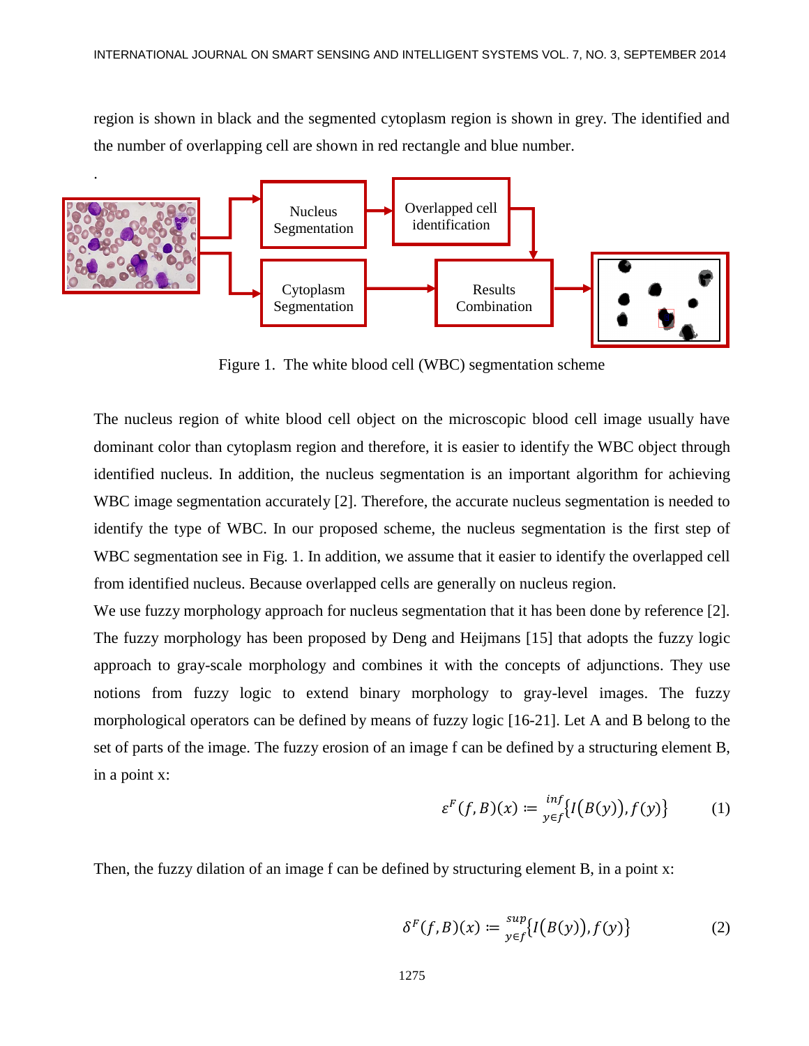region is shown in black and the segmented cytoplasm region is shown in grey. The identified and the number of overlapping cell are shown in red rectangle and blue number.

.

Figure 1. The white blood cell (WBC) segmentation scheme

The nucleus region of white blood cell object on the microscopic blood cell image usually have dominant color than cytoplasm region and therefore, it is easier to identify the WBC object through identified nucleus. In addition, the nucleus segmentation is an important algorithm for achieving WBC image segmentation accurately [2]. Therefore, the accurate nucleus segmentation is needed to identify the type of WBC. In our proposed scheme, the nucleus segmentation is the first step of WBC segmentation see in Fig. 1. In addition, we assume that it easier to identify the overlapped cell from identified nucleus. Because overlapped cells are generally on nucleus region.

We use fuzzy morphology approach for nucleus segmentation that it has been done by reference [2]. The fuzzy morphology has been proposed by Deng and Heijmans [15] that adopts the fuzzy logic approach to gray-scale morphology and combines it with the concepts of adjunctions. They use notions from fuzzy logic to extend binary morphology to gray-level images. The fuzzy morphological operators can be defined by means of fuzzy logic [16-21]. Let A and B belong to the set of parts of the image. The fuzzy erosion of an image f can be defined by a structuring element B, in a point x:

$$\varepsilon^{F}(f,B)(x) := \inf_{y \in f}\{I(B(y)), f(y)\} \qquad (1)$$

Then, the fuzzy dilation of an image f can be defined by structuring element B, in a point x:

$$\delta^{F}(f,B)(x) := \sup_{y \in f}\{I(B(y)), f(y)\} \qquad (2)$$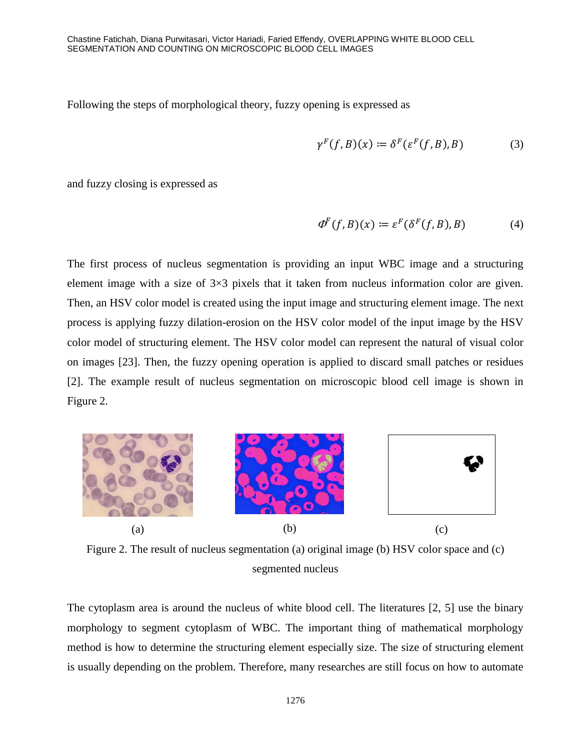Following the steps of morphological theory, fuzzy opening is expressed as

$$\gamma^F(f, B)(x) \coloneqq \delta^F(\varepsilon^F(f, B), B) \tag{3}$$

and fuzzy closing is expressed as

$$\Phi^F(f, B)(x) \coloneqq \varepsilon^F(\delta^F(f, B), B) \tag{4}$$

The first process of nucleus segmentation is providing an input WBC image and a structuring element image with a size of 3×3 pixels that it taken from nucleus information color are given. Then, an HSV color model is created using the input image and structuring element image. The next process is applying fuzzy dilation-erosion on the HSV color model of the input image by the HSV color model of structuring element. The HSV color model can represent the natural of visual color on images [23]. Then, the fuzzy opening operation is applied to discard small patches or residues [2]. The example result of nucleus segmentation on microscopic blood cell image is shown in Figure 2.

(a) (b) (c)

Figure 2. The result of nucleus segmentation (a) original image (b) HSV color space and (c) segmented nucleus

The cytoplasm area is around the nucleus of white blood cell. The literatures [2, 5] use the binary morphology to segment cytoplasm of WBC. The important thing of mathematical morphology method is how to determine the structuring element especially size. The size of structuring element is usually depending on the problem. Therefore, many researches are still focus on how to automate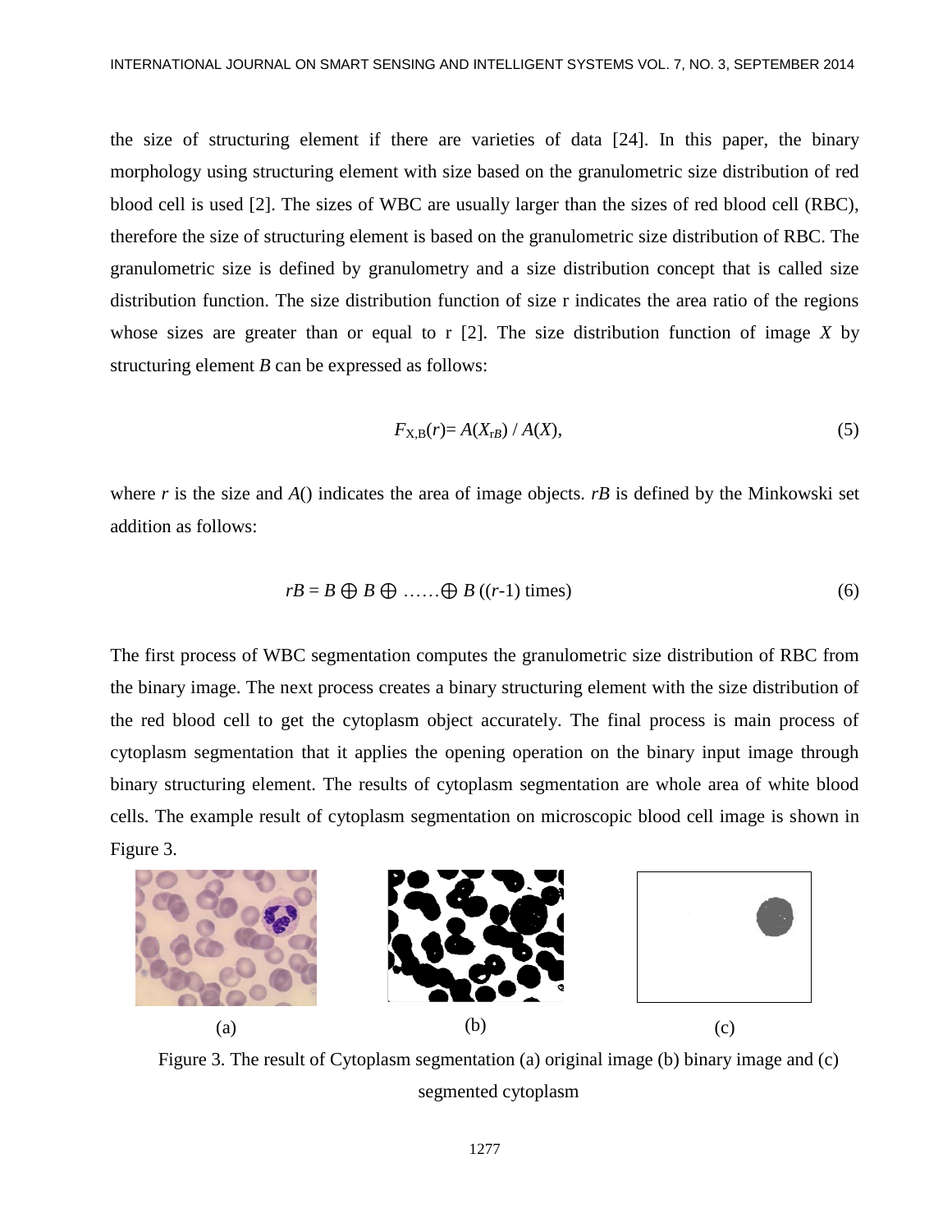the size of structuring element if there are varieties of data [24]. In this paper, the binary morphology using structuring element with size based on the granulometric size distribution of red blood cell is used [2]. The sizes of WBC are usually larger than the sizes of red blood cell (RBC), therefore the size of structuring element is based on the granulometric size distribution of RBC. The granulometric size is defined by granulometry and a size distribution concept that is called size distribution function. The size distribution function of size r indicates the area ratio of the regions whose sizes are greater than or equal to r [2]. The size distribution function of image $X$ by structuring element $B$ can be expressed as follows:

$$F_{X,B}(r) = A(X_{rB}) / A(X), \tag{5}$$

where $r$ is the size and $A()$ indicates the area of image objects. $rB$ is defined by the Minkowski set addition as follows:

$$rB = B \oplus B \oplus \ldots\ldots \oplus B \text{ ((}r\text{-1) times)} \tag{6}$$

The first process of WBC segmentation computes the granulometric size distribution of RBC from the binary image. The next process creates a binary structuring element with the size distribution of the red blood cell to get the cytoplasm object accurately. The final process is main process of cytoplasm segmentation that it applies the opening operation on the binary input image through binary structuring element. The results of cytoplasm segmentation are whole area of white blood cells. The example result of cytoplasm segmentation on microscopic blood cell image is shown in Figure 3.

(a) (b) (c)

Figure 3. The result of Cytoplasm segmentation (a) original image (b) binary image and (c) segmented cytoplasm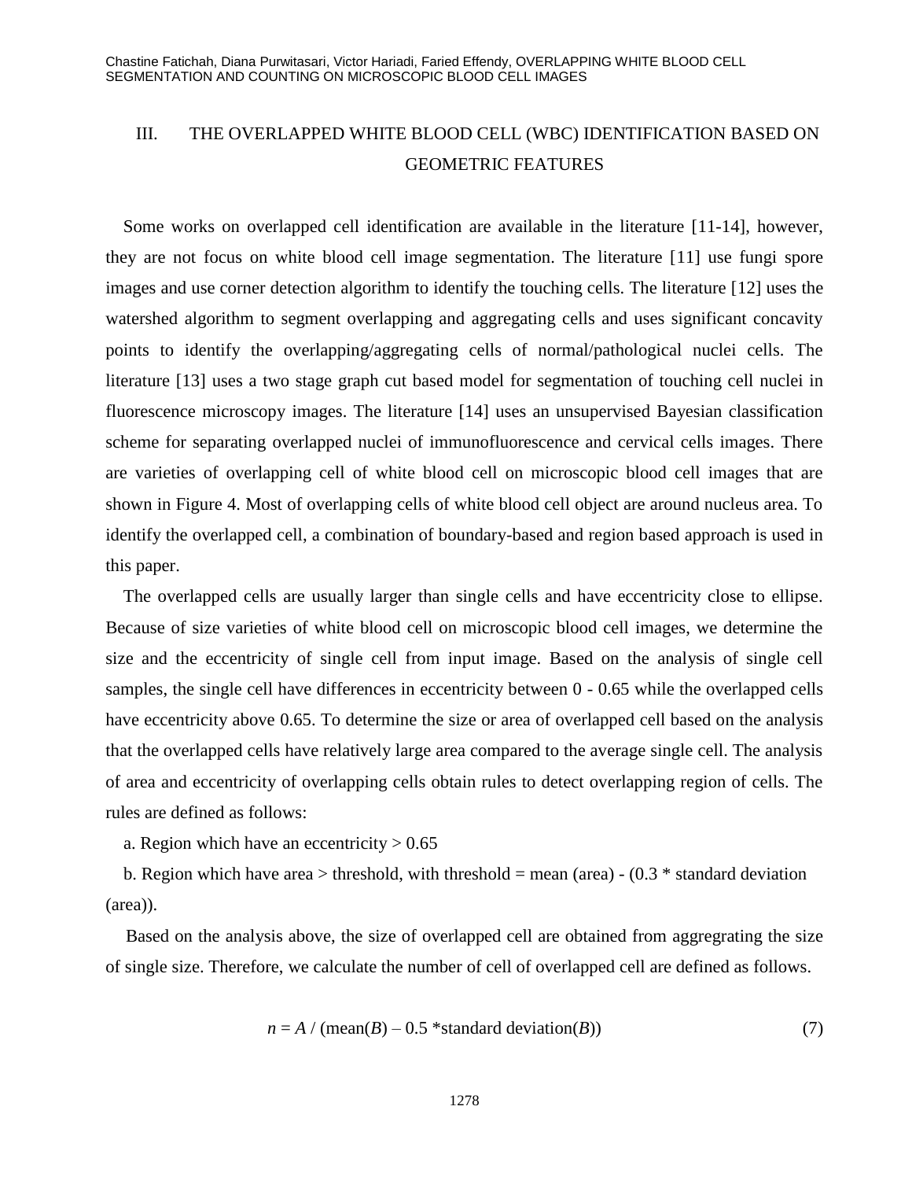## III. THE OVERLAPPED WHITE BLOOD CELL (WBC) IDENTIFICATION BASED ON GEOMETRIC FEATURES

Some works on overlapped cell identification are available in the literature [11-14], however, they are not focus on white blood cell image segmentation. The literature [11] use fungi spore images and use corner detection algorithm to identify the touching cells. The literature [12] uses the watershed algorithm to segment overlapping and aggregating cells and uses significant concavity points to identify the overlapping/aggregating cells of normal/pathological nuclei cells. The literature [13] uses a two stage graph cut based model for segmentation of touching cell nuclei in fluorescence microscopy images. The literature [14] uses an unsupervised Bayesian classification scheme for separating overlapped nuclei of immunofluorescence and cervical cells images. There are varieties of overlapping cell of white blood cell on microscopic blood cell images that are shown in Figure 4. Most of overlapping cells of white blood cell object are around nucleus area. To identify the overlapped cell, a combination of boundary-based and region based approach is used in this paper.

The overlapped cells are usually larger than single cells and have eccentricity close to ellipse. Because of size varieties of white blood cell on microscopic blood cell images, we determine the size and the eccentricity of single cell from input image. Based on the analysis of single cell samples, the single cell have differences in eccentricity between 0 - 0.65 while the overlapped cells have eccentricity above 0.65. To determine the size or area of overlapped cell based on the analysis that the overlapped cells have relatively large area compared to the average single cell. The analysis of area and eccentricity of overlapping cells obtain rules to detect overlapping region of cells. The rules are defined as follows:

a. Region which have an eccentricity > 0.65

b. Region which have area > threshold, with threshold = mean (area) - (0.3 * standard deviation (area)).

Based on the analysis above, the size of overlapped cell are obtained from aggregating the size of single size. Therefore, we calculate the number of cell of overlapped cell are defined as follows.

$$n = A / (\text{mean}(B) - 0.5 * \text{standard deviation}(B)) \tag{7}$$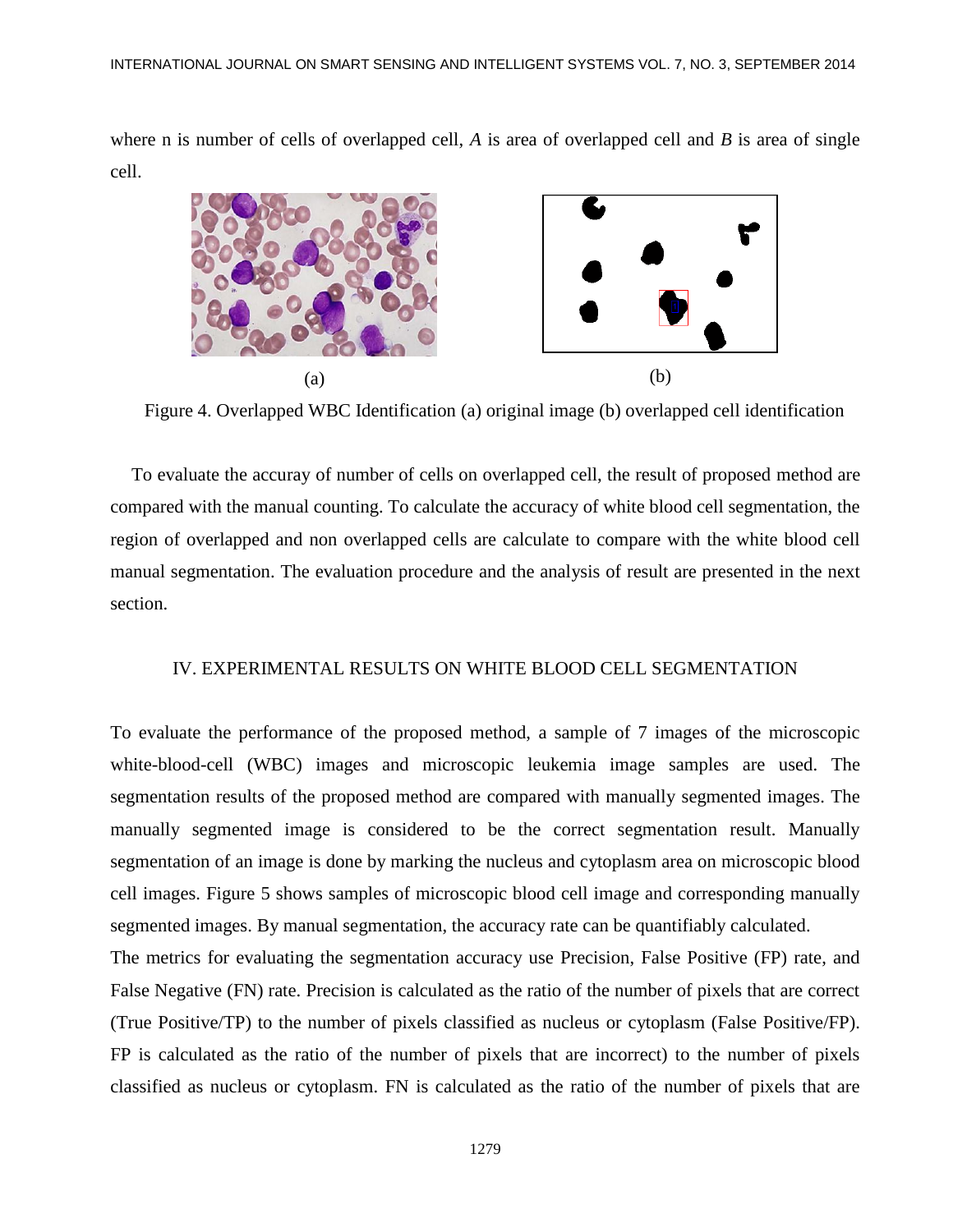where n is number of cells of overlapped cell, $A$ is area of overlapped cell and $B$ is area of single cell.

(a) (b)

Figure 4. Overlapped WBC Identification (a) original image (b) overlapped cell identification

To evaluate the accuray of number of cells on overlapped cell, the result of proposed method are compared with the manual counting. To calculate the accuracy of white blood cell segmentation, the region of overlapped and non overlapped cells are calculate to compare with the white blood cell manual segmentation. The evaluation procedure and the analysis of result are presented in the next section.

## IV. EXPERIMENTAL RESULTS ON WHITE BLOOD CELL SEGMENTATION

To evaluate the performance of the proposed method, a sample of 7 images of the microscopic white-blood-cell (WBC) images and microscopic leukemia image samples are used. The segmentation results of the proposed method are compared with manually segmented images. The manually segmented image is considered to be the correct segmentation result. Manually segmentation of an image is done by marking the nucleus and cytoplasm area on microscopic blood cell images. Figure 5 shows samples of microscopic blood cell image and corresponding manually segmented images. By manual segmentation, the accuracy rate can be quantifiably calculated.

The metrics for evaluating the segmentation accuracy use Precision, False Positive (FP) rate, and False Negative (FN) rate. Precision is calculated as the ratio of the number of pixels that are correct (True Positive/TP) to the number of pixels classified as nucleus or cytoplasm (False Positive/FP). FP is calculated as the ratio of the number of pixels that are incorrect) to the number of pixels classified as nucleus or cytoplasm. FN is calculated as the ratio of the number of pixels that are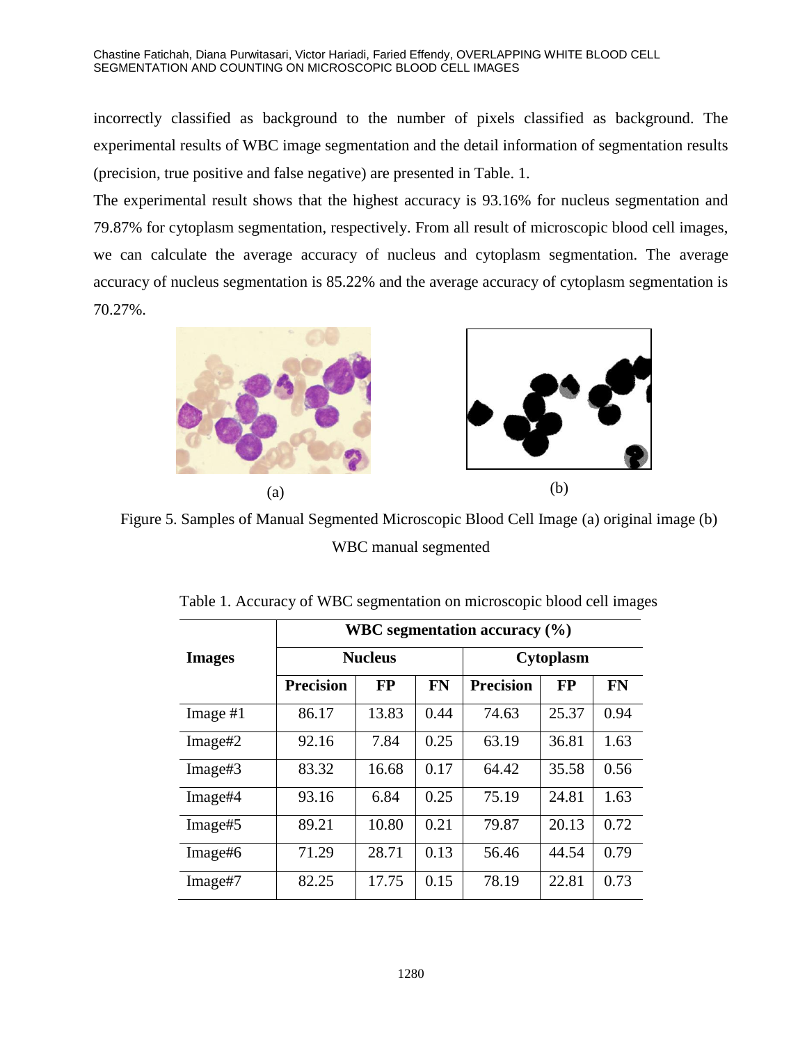incorrectly classified as background to the number of pixels classified as background. The experimental results of WBC image segmentation and the detail information of segmentation results (precision, true positive and false negative) are presented in Table. 1.

The experimental result shows that the highest accuracy is 93.16% for nucleus segmentation and 79.87% for cytoplasm segmentation, respectively. From all result of microscopic blood cell images, we can calculate the average accuracy of nucleus and cytoplasm segmentation. The average accuracy of nucleus segmentation is 85.22% and the average accuracy of cytoplasm segmentation is 70.27%.

(a) (b)

Figure 5. Samples of Manual Segmented Microscopic Blood Cell Image (a) original image (b) WBC manual segmented

Table 1. Accuracy of WBC segmentation on microscopic blood cell images

| Images | WBC segmentation accuracy (%) | | | | | |
|---|---|---|---|---|---|---|
| | Nucleus | | | Cytoplasm | | |
| | Precision | FP | FN | Precision | FP | FN |
| Image #1 | 86.17 | 13.83 | 0.44 | 74.63 | 25.37 | 0.94 |
| Image#2 | 92.16 | 7.84 | 0.25 | 63.19 | 36.81 | 1.63 |
| Image#3 | 83.32 | 16.68 | 0.17 | 64.42 | 35.58 | 0.56 |
| Image#4 | 93.16 | 6.84 | 0.25 | 75.19 | 24.81 | 1.63 |
| Image#5 | 89.21 | 10.80 | 0.21 | 79.87 | 20.13 | 0.72 |
| Image#6 | 71.29 | 28.71 | 0.13 | 56.46 | 44.54 | 0.79 |
| Image#7 | 82.25 | 17.75 | 0.15 | 78.19 | 22.81 | 0.73 |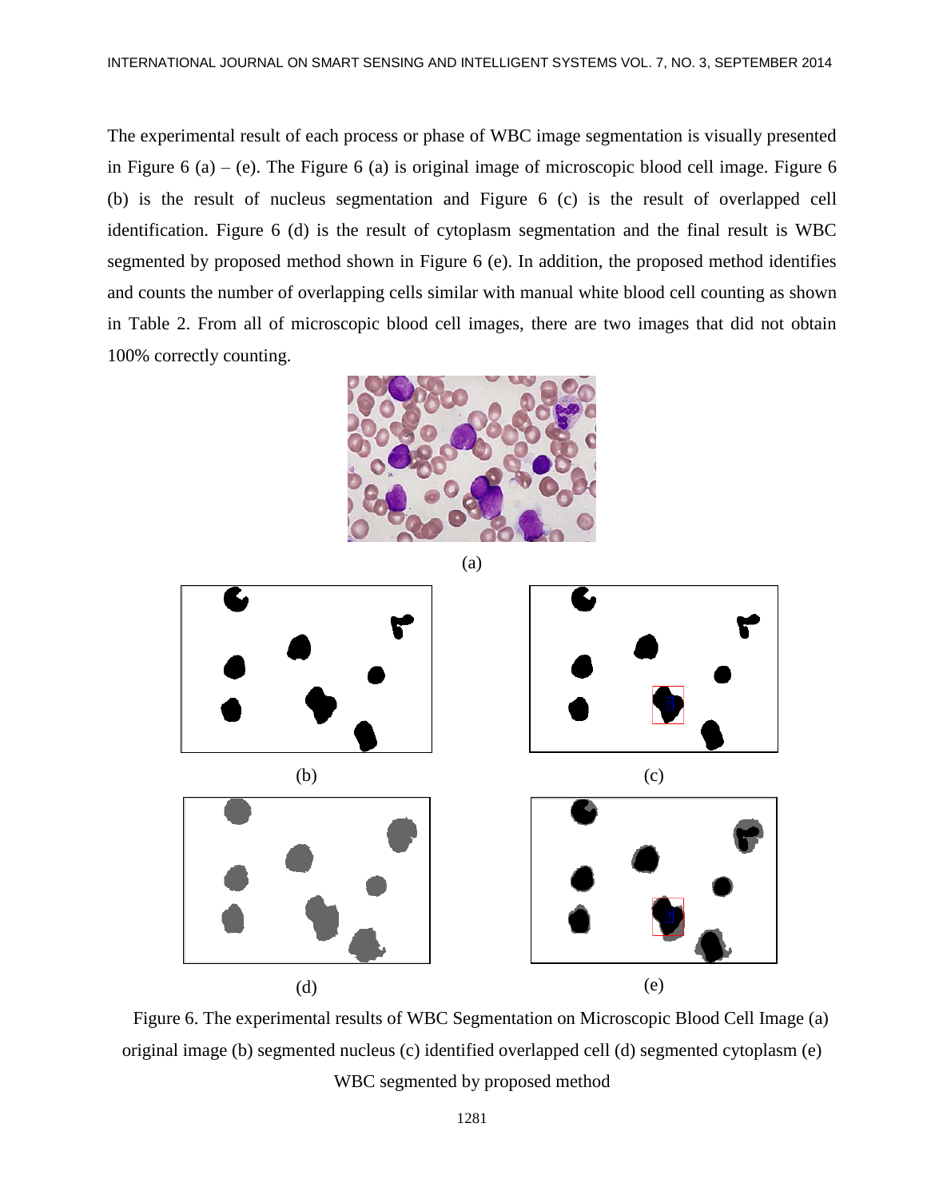The experimental result of each process or phase of WBC image segmentation is visually presented in Figure 6 (a) – (e). The Figure 6 (a) is original image of microscopic blood cell image. Figure 6 (b) is the result of nucleus segmentation and Figure 6 (c) is the result of overlapped cell identification. Figure 6 (d) is the result of cytoplasm segmentation and the final result is WBC segmented by proposed method shown in Figure 6 (e). In addition, the proposed method identifies and counts the number of overlapping cells similar with manual white blood cell counting as shown in Table 2. From all of microscopic blood cell images, there are two images that did not obtain 100% correctly counting.

(a)

(b)

(c)

(d)

(e)

Figure 6. The experimental results of WBC Segmentation on Microscopic Blood Cell Image (a) original image (b) segmented nucleus (c) identified overlapped cell (d) segmented cytoplasm (e) WBC segmented by proposed method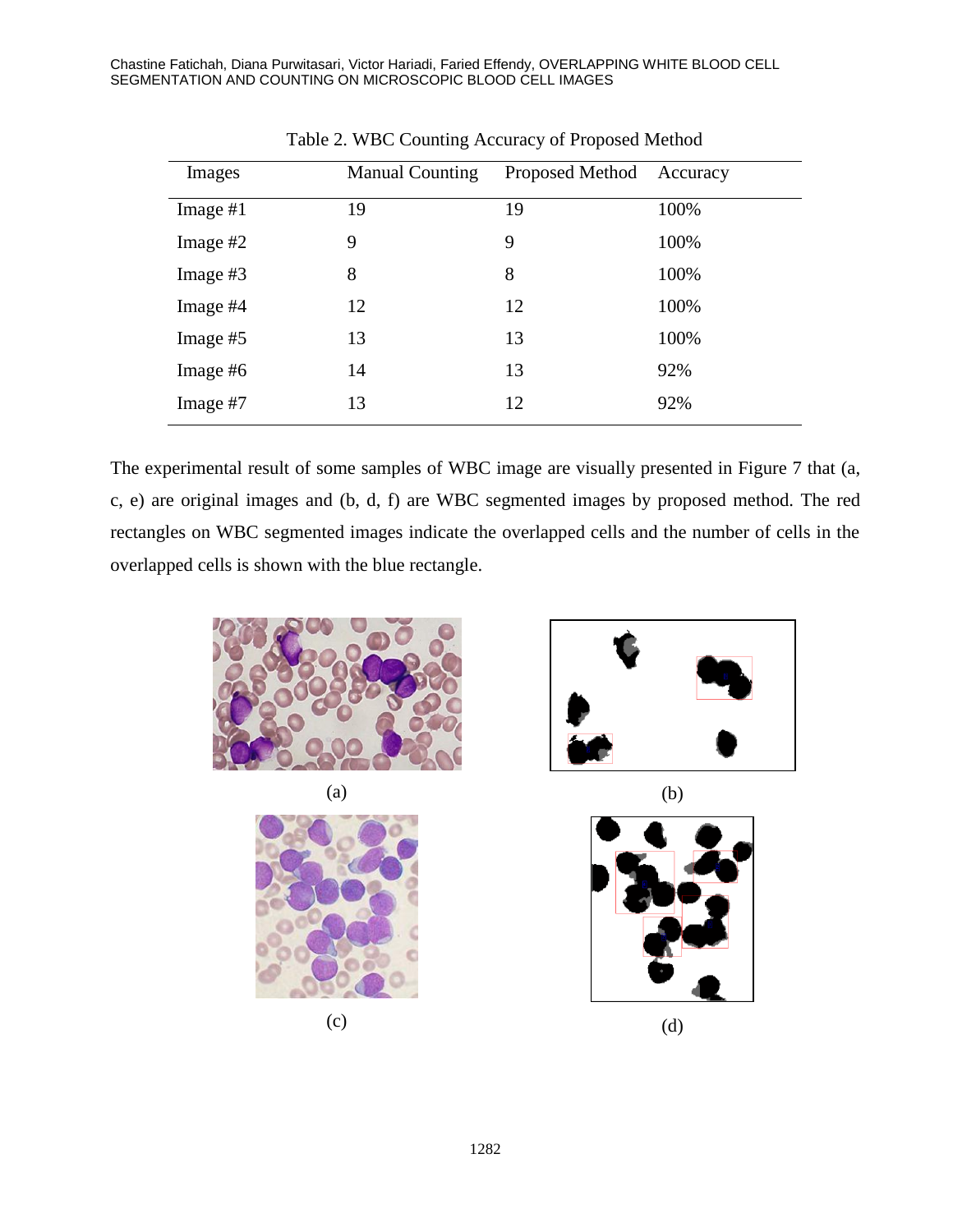Table 2. WBC Counting Accuracy of Proposed Method

| Images | Manual Counting | Proposed Method | Accuracy |
|---|---|---|---|
| Image #1 | 19 | 19 | 100% |
| Image #2 | 9 | 9 | 100% |
| Image #3 | 8 | 8 | 100% |
| Image #4 | 12 | 12 | 100% |
| Image #5 | 13 | 13 | 100% |
| Image #6 | 14 | 13 | 92% |
| Image #7 | 13 | 12 | 92% |

The experimental result of some samples of WBC image are visually presented in Figure 7 that (a, c, e) are original images and (b, d, f) are WBC segmented images by proposed method. The red rectangles on WBC segmented images indicate the overlapped cells and the number of cells in the overlapped cells is shown with the blue rectangle.

(a)

(b)

(c)

(d)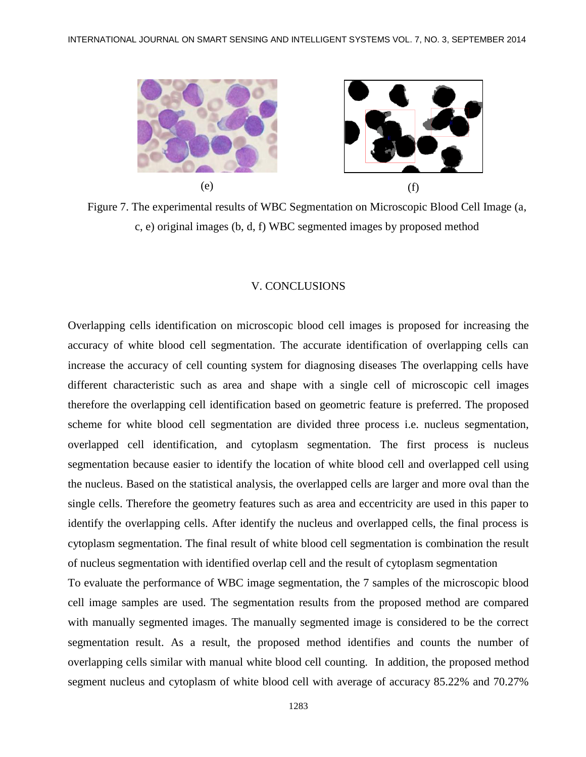(e) (f)

Figure 7. The experimental results of WBC Segmentation on Microscopic Blood Cell Image (a, c, e) original images (b, d, f) WBC segmented images by proposed method

## V. CONCLUSIONS

Overlapping cells identification on microscopic blood cell images is proposed for increasing the accuracy of white blood cell segmentation. The accurate identification of overlapping cells can increase the accuracy of cell counting system for diagnosing diseases The overlapping cells have different characteristic such as area and shape with a single cell of microscopic cell images therefore the overlapping cell identification based on geometric feature is preferred. The proposed scheme for white blood cell segmentation are divided three process i.e. nucleus segmentation, overlapped cell identification, and cytoplasm segmentation. The first process is nucleus segmentation because easier to identify the location of white blood cell and overlapped cell using the nucleus. Based on the statistical analysis, the overlapped cells are larger and more oval than the single cells. Therefore the geometry features such as area and eccentricity are used in this paper to identify the overlapping cells. After identify the nucleus and overlapped cells, the final process is cytoplasm segmentation. The final result of white blood cell segmentation is combination the result of nucleus segmentation with identified overlap cell and the result of cytoplasm segmentation

To evaluate the performance of WBC image segmentation, the 7 samples of the microscopic blood cell image samples are used. The segmentation results from the proposed method are compared with manually segmented images. The manually segmented image is considered to be the correct segmentation result. As a result, the proposed method identifies and counts the number of overlapping cells similar with manual white blood cell counting. In addition, the proposed method segment nucleus and cytoplasm of white blood cell with average of accuracy 85.22% and 70.27%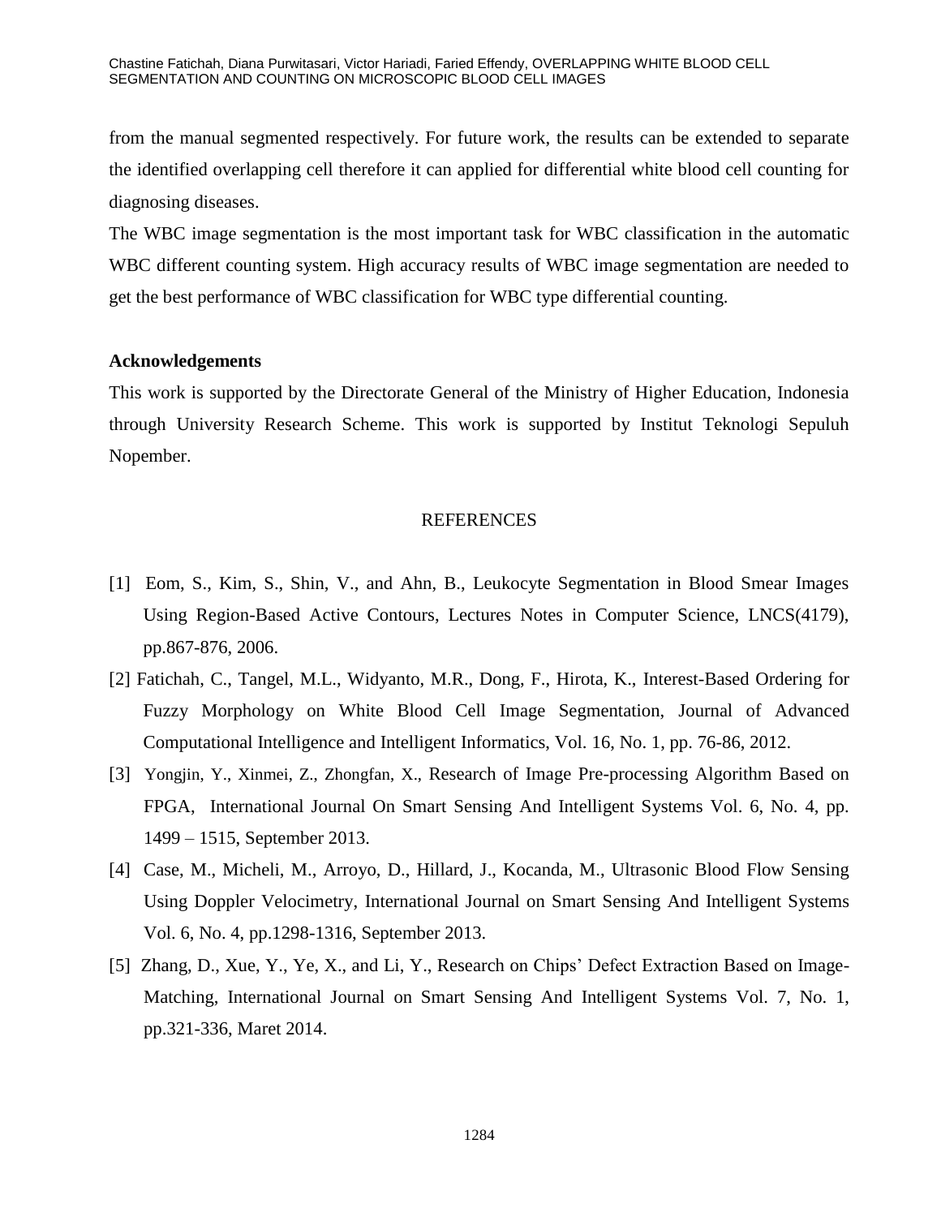from the manual segmented respectively. For future work, the results can be extended to separate the identified overlapping cell therefore it can applied for differential white blood cell counting for diagnosing diseases.

The WBC image segmentation is the most important task for WBC classification in the automatic WBC different counting system. High accuracy results of WBC image segmentation are needed to get the best performance of WBC classification for WBC type differential counting.

**Acknowledgements**

This work is supported by the Directorate General of the Ministry of Higher Education, Indonesia through University Research Scheme. This work is supported by Institut Teknologi Sepuluh Nopember.

## REFERENCES

[1] Eom, S., Kim, S., Shin, V., and Ahn, B., Leukocyte Segmentation in Blood Smear Images Using Region-Based Active Contours, Lectures Notes in Computer Science, LNCS(4179), pp.867-876, 2006.

[2] Fatichah, C., Tangel, M.L., Widyanto, M.R., Dong, F., Hirota, K., Interest-Based Ordering for Fuzzy Morphology on White Blood Cell Image Segmentation, Journal of Advanced Computational Intelligence and Intelligent Informatics, Vol. 16, No. 1, pp. 76-86, 2012.

[3] Yongjin, Y., Xinmei, Z., Zhongfan, X., Research of Image Pre-processing Algorithm Based on FPGA, International Journal On Smart Sensing And Intelligent Systems Vol. 6, No. 4, pp. 1499 – 1515, September 2013.

[4] Case, M., Micheli, M., Arroyo, D., Hillard, J., Kocanda, M., Ultrasonic Blood Flow Sensing Using Doppler Velocimetry, International Journal on Smart Sensing And Intelligent Systems Vol. 6, No. 4, pp.1298-1316, September 2013.

[5] Zhang, D., Xue, Y., Ye, X., and Li, Y., Research on Chips' Defect Extraction Based on Image-Matching, International Journal on Smart Sensing And Intelligent Systems Vol. 7, No. 1, pp.321-336, Maret 2014.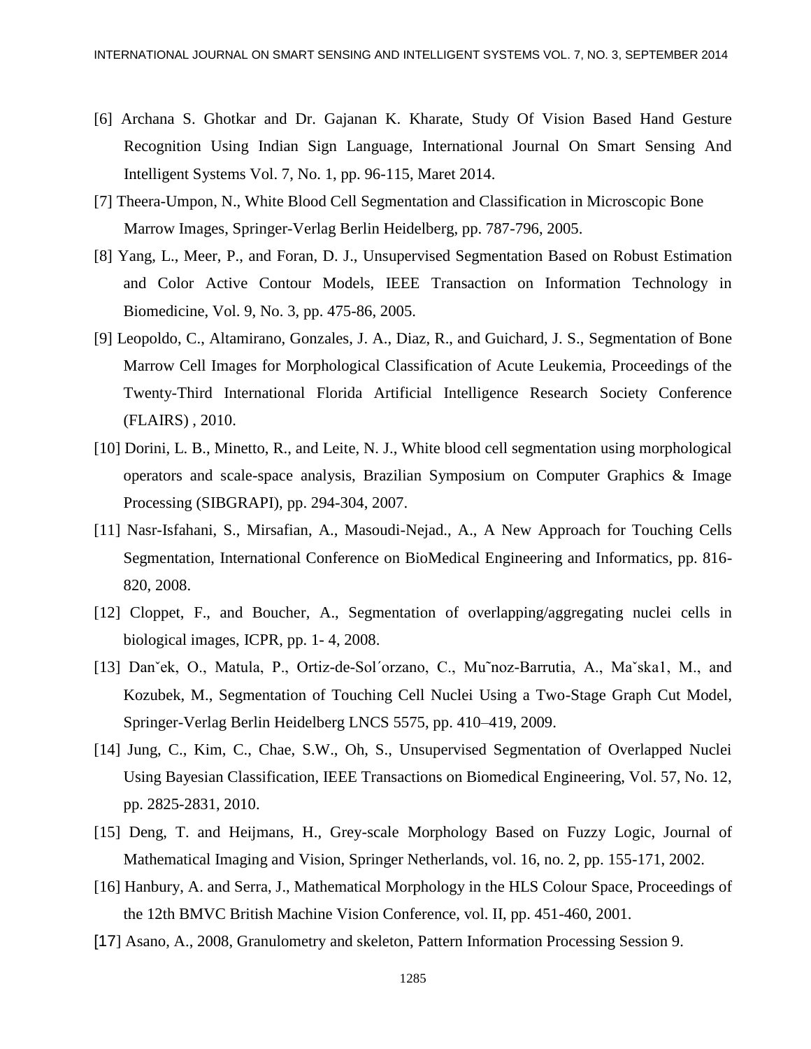[6] Archana S. Ghotkar and Dr. Gajanan K. Kharate, Study Of Vision Based Hand Gesture Recognition Using Indian Sign Language, International Journal On Smart Sensing And Intelligent Systems Vol. 7, No. 1, pp. 96-115, Maret 2014.

[7] Theera-Umpon, N., White Blood Cell Segmentation and Classification in Microscopic Bone Marrow Images, Springer-Verlag Berlin Heidelberg, pp. 787-796, 2005.

[8] Yang, L., Meer, P., and Foran, D. J., Unsupervised Segmentation Based on Robust Estimation and Color Active Contour Models, IEEE Transaction on Information Technology in Biomedicine, Vol. 9, No. 3, pp. 475-86, 2005.

[9] Leopoldo, C., Altamirano, Gonzales, J. A., Diaz, R., and Guichard, J. S., Segmentation of Bone Marrow Cell Images for Morphological Classification of Acute Leukemia, Proceedings of the Twenty-Third International Florida Artificial Intelligence Research Society Conference (FLAIRS) , 2010.

[10] Dorini, L. B., Minetto, R., and Leite, N. J., White blood cell segmentation using morphological operators and scale-space analysis, Brazilian Symposium on Computer Graphics & Image Processing (SIBGRAPI), pp. 294-304, 2007.

[11] Nasr-Isfahani, S., Mirsafian, A., Masoudi-Nejad., A., A New Approach for Touching Cells Segmentation, International Conference on BioMedical Engineering and Informatics, pp. 816-820, 2008.

[12] Cloppet, F., and Boucher, A., Segmentation of overlapping/aggregating nuclei cells in biological images, ICPR, pp. 1- 4, 2008.

[13] Danˇek, O., Matula, P., Ortiz-de-Sol´orzano, C., Mu˜noz-Barrutia, A., Maˇska1, M., and Kozubek, M., Segmentation of Touching Cell Nuclei Using a Two-Stage Graph Cut Model, Springer-Verlag Berlin Heidelberg LNCS 5575, pp. 410–419, 2009.

[14] Jung, C., Kim, C., Chae, S.W., Oh, S., Unsupervised Segmentation of Overlapped Nuclei Using Bayesian Classification, IEEE Transactions on Biomedical Engineering, Vol. 57, No. 12, pp. 2825-2831, 2010.

[15] Deng, T. and Heijmans, H., Grey-scale Morphology Based on Fuzzy Logic, Journal of Mathematical Imaging and Vision, Springer Netherlands, vol. 16, no. 2, pp. 155-171, 2002.

[16] Hanbury, A. and Serra, J., Mathematical Morphology in the HLS Colour Space, Proceedings of the 12th BMVC British Machine Vision Conference, vol. II, pp. 451-460, 2001.

[17] Asano, A., 2008, Granulometry and skeleton, Pattern Information Processing Session 9.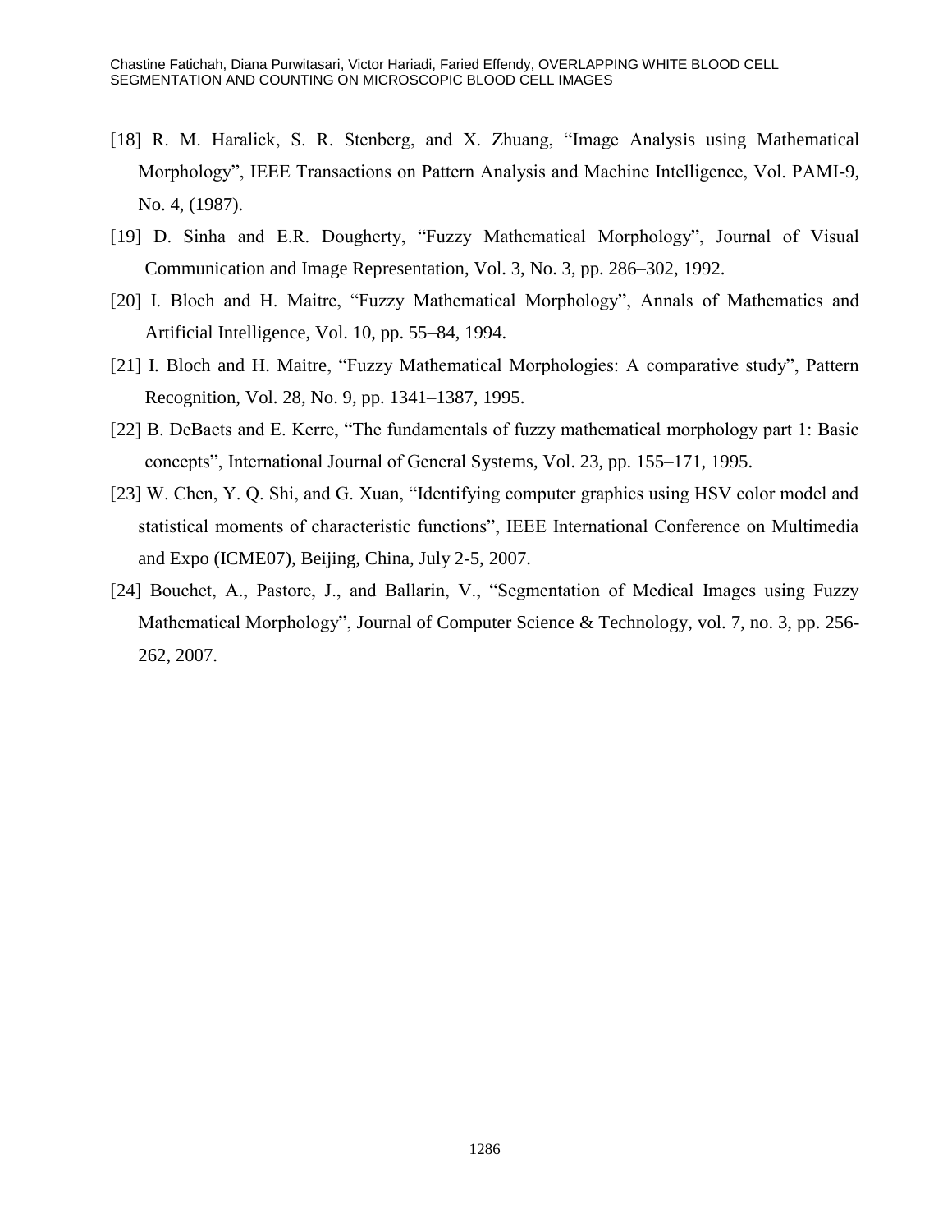[18] R. M. Haralick, S. R. Stenberg, and X. Zhuang, "Image Analysis using Mathematical Morphology", IEEE Transactions on Pattern Analysis and Machine Intelligence, Vol. PAMI-9, No. 4, (1987).

[19] D. Sinha and E.R. Dougherty, "Fuzzy Mathematical Morphology", Journal of Visual Communication and Image Representation, Vol. 3, No. 3, pp. 286–302, 1992.

[20] I. Bloch and H. Maitre, "Fuzzy Mathematical Morphology", Annals of Mathematics and Artificial Intelligence, Vol. 10, pp. 55–84, 1994.

[21] I. Bloch and H. Maitre, "Fuzzy Mathematical Morphologies: A comparative study", Pattern Recognition, Vol. 28, No. 9, pp. 1341–1387, 1995.

[22] B. DeBaets and E. Kerre, "The fundamentals of fuzzy mathematical morphology part 1: Basic concepts", International Journal of General Systems, Vol. 23, pp. 155–171, 1995.

[23] W. Chen, Y. Q. Shi, and G. Xuan, "Identifying computer graphics using HSV color model and statistical moments of characteristic functions", IEEE International Conference on Multimedia and Expo (ICME07), Beijing, China, July 2-5, 2007.

[24] Bouchet, A., Pastore, J., and Ballarin, V., "Segmentation of Medical Images using Fuzzy Mathematical Morphology", Journal of Computer Science & Technology, vol. 7, no. 3, pp. 256-262, 2007.